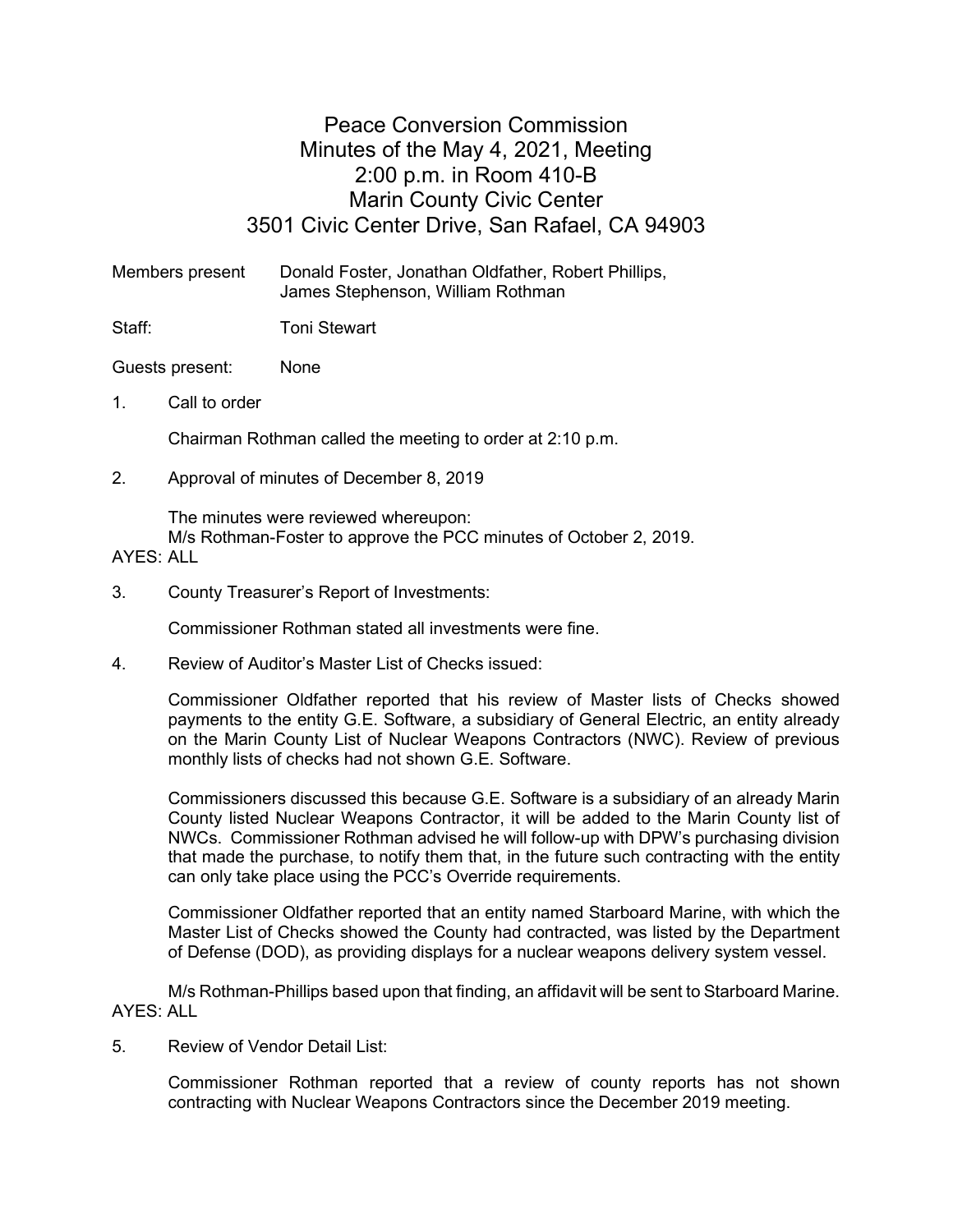# Peace Conversion Commission
## Minutes of the May 4, 2021, Meeting
## 2:00 p.m. in Room 410-B
## Marin County Civic Center
## 3501 Civic Center Drive, San Rafael, CA 94903

Members present: Donald Foster, Jonathan Oldfather, Robert Phillips, James Stephenson, William Rothman

Staff: Toni Stewart

Guests present: None

1. Call to order

   Chairman Rothman called the meeting to order at 2:10 p.m.

2. Approval of minutes of December 8, 2019

   The minutes were reviewed whereupon:
   M/s Rothman-Foster to approve the PCC minutes of October 2, 2019.

AYES: ALL

3. County Treasurer's Report of Investments:

   Commissioner Rothman stated all investments were fine.

4. Review of Auditor's Master List of Checks issued:

   Commissioner Oldfather reported that his review of Master lists of Checks showed payments to the entity G.E. Software, a subsidiary of General Electric, an entity already on the Marin County List of Nuclear Weapons Contractors (NWC). Review of previous monthly lists of checks had not shown G.E. Software.

   Commissioners discussed this because G.E. Software is a subsidiary of an already Marin County listed Nuclear Weapons Contractor, it will be added to the Marin County list of NWCs. Commissioner Rothman advised he will follow-up with DPW's purchasing division that made the purchase, to notify them that, in the future such contracting with the entity can only take place using the PCC's Override requirements.

   Commissioner Oldfather reported that an entity named Starboard Marine, with which the Master List of Checks showed the County had contracted, was listed by the Department of Defense (DOD), as providing displays for a nuclear weapons delivery system vessel.

   M/s Rothman-Phillips based upon that finding, an affidavit will be sent to Starboard Marine.

AYES: ALL

5. Review of Vendor Detail List:

   Commissioner Rothman reported that a review of county reports has not shown contracting with Nuclear Weapons Contractors since the December 2019 meeting.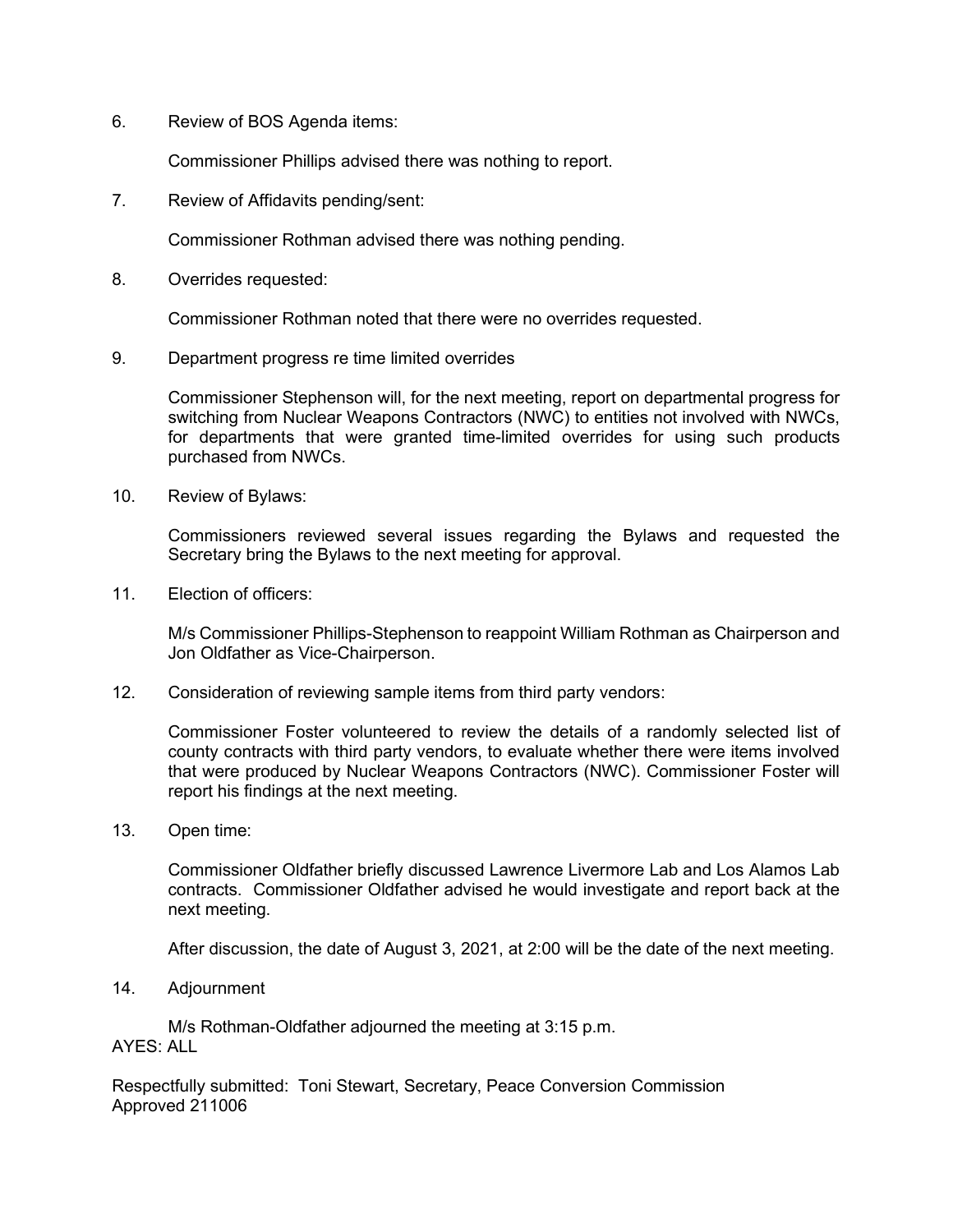6. Review of BOS Agenda items:

   Commissioner Phillips advised there was nothing to report.

7. Review of Affidavits pending/sent:

   Commissioner Rothman advised there was nothing pending.

8. Overrides requested:

   Commissioner Rothman noted that there were no overrides requested.

9. Department progress re time limited overrides

   Commissioner Stephenson will, for the next meeting, report on departmental progress for switching from Nuclear Weapons Contractors (NWC) to entities not involved with NWCs, for departments that were granted time-limited overrides for using such products purchased from NWCs.

10. Review of Bylaws:

    Commissioners reviewed several issues regarding the Bylaws and requested the Secretary bring the Bylaws to the next meeting for approval.

11. Election of officers:

    M/s Commissioner Phillips-Stephenson to reappoint William Rothman as Chairperson and Jon Oldfather as Vice-Chairperson.

12. Consideration of reviewing sample items from third party vendors:

    Commissioner Foster volunteered to review the details of a randomly selected list of county contracts with third party vendors, to evaluate whether there were items involved that were produced by Nuclear Weapons Contractors (NWC). Commissioner Foster will report his findings at the next meeting.

13. Open time:

    Commissioner Oldfather briefly discussed Lawrence Livermore Lab and Los Alamos Lab contracts. Commissioner Oldfather advised he would investigate and report back at the next meeting.

    After discussion, the date of August 3, 2021, at 2:00 will be the date of the next meeting.

14. Adjournment

    M/s Rothman-Oldfather adjourned the meeting at 3:15 p.m.

AYES: ALL

Respectfully submitted: Toni Stewart, Secretary, Peace Conversion Commission
Approved 211006